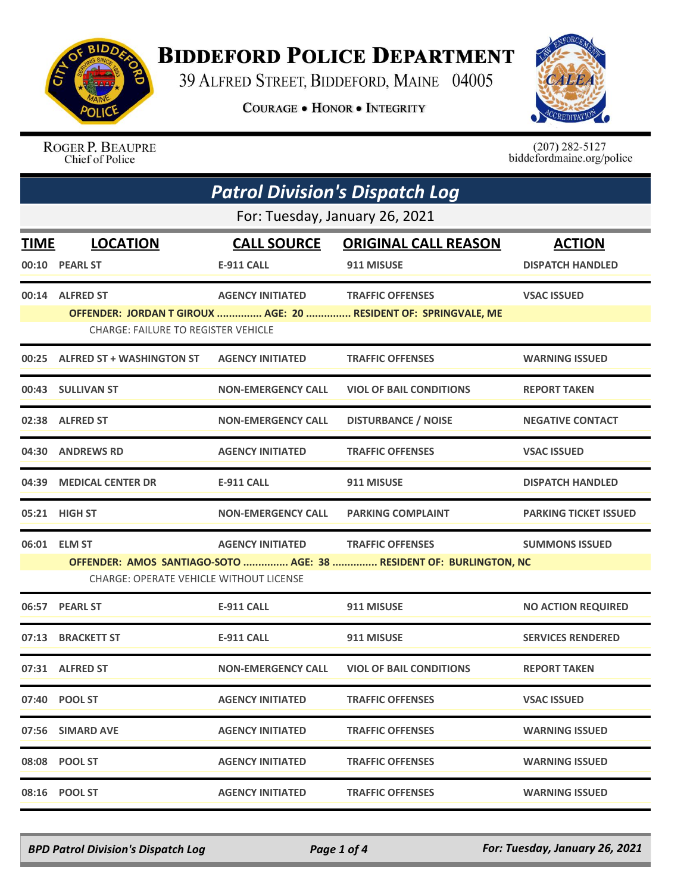# Biddeford Police Department

39 Alfred Street, Biddeford, Maine 04005

**Courage • Honor • Integrity**

Roger P. Beaupre
Chief of Police

(207) 282-5127
biddefordmaine.org/police

## *Patrol Division's Dispatch Log*

For: Tuesday, January 26, 2021

| TIME | LOCATION | CALL SOURCE | ORIGINAL CALL REASON | ACTION |
|---|---|---|---|---|
| 00:10 | PEARL ST | E-911 CALL | 911 MISUSE | DISPATCH HANDLED |
| 00:14 | ALFRED ST | AGENCY INITIATED | TRAFFIC OFFENSES | VSAC ISSUED |
| | OFFENDER: JORDAN T GIROUX ............... AGE: 20 ............... RESIDENT OF: SPRINGVALE, ME | | | |
| | CHARGE: FAILURE TO REGISTER VEHICLE | | | |
| 00:25 | ALFRED ST + WASHINGTON ST | AGENCY INITIATED | TRAFFIC OFFENSES | WARNING ISSUED |
| 00:43 | SULLIVAN ST | NON-EMERGENCY CALL | VIOL OF BAIL CONDITIONS | REPORT TAKEN |
| 02:38 | ALFRED ST | NON-EMERGENCY CALL | DISTURBANCE / NOISE | NEGATIVE CONTACT |
| 04:30 | ANDREWS RD | AGENCY INITIATED | TRAFFIC OFFENSES | VSAC ISSUED |
| 04:39 | MEDICAL CENTER DR | E-911 CALL | 911 MISUSE | DISPATCH HANDLED |
| 05:21 | HIGH ST | NON-EMERGENCY CALL | PARKING COMPLAINT | PARKING TICKET ISSUED |
| 06:01 | ELM ST | AGENCY INITIATED | TRAFFIC OFFENSES | SUMMONS ISSUED |
| | OFFENDER: AMOS SANTIAGO-SOTO ............... AGE: 38 ............... RESIDENT OF: BURLINGTON, NC | | | |
| | CHARGE: OPERATE VEHICLE WITHOUT LICENSE | | | |
| 06:57 | PEARL ST | E-911 CALL | 911 MISUSE | NO ACTION REQUIRED |
| 07:13 | BRACKETT ST | E-911 CALL | 911 MISUSE | SERVICES RENDERED |
| 07:31 | ALFRED ST | NON-EMERGENCY CALL | VIOL OF BAIL CONDITIONS | REPORT TAKEN |
| 07:40 | POOL ST | AGENCY INITIATED | TRAFFIC OFFENSES | VSAC ISSUED |
| 07:56 | SIMARD AVE | AGENCY INITIATED | TRAFFIC OFFENSES | WARNING ISSUED |
| 08:08 | POOL ST | AGENCY INITIATED | TRAFFIC OFFENSES | WARNING ISSUED |
| 08:16 | POOL ST | AGENCY INITIATED | TRAFFIC OFFENSES | WARNING ISSUED |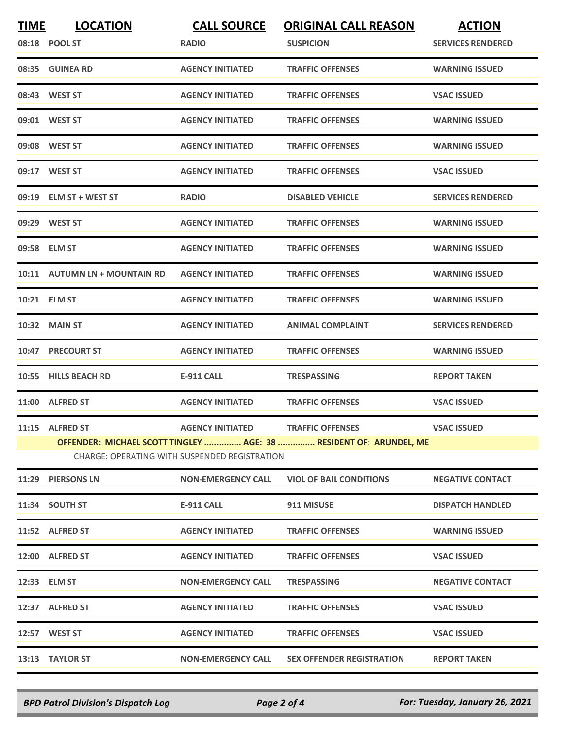| TIME | LOCATION | CALL SOURCE | ORIGINAL CALL REASON | ACTION |
|---|---|---|---|---|
| 08:18 | POOL ST | RADIO | SUSPICION | SERVICES RENDERED |
| 08:35 | GUINEA RD | AGENCY INITIATED | TRAFFIC OFFENSES | WARNING ISSUED |
| 08:43 | WEST ST | AGENCY INITIATED | TRAFFIC OFFENSES | VSAC ISSUED |
| 09:01 | WEST ST | AGENCY INITIATED | TRAFFIC OFFENSES | WARNING ISSUED |
| 09:08 | WEST ST | AGENCY INITIATED | TRAFFIC OFFENSES | WARNING ISSUED |
| 09:17 | WEST ST | AGENCY INITIATED | TRAFFIC OFFENSES | VSAC ISSUED |
| 09:19 | ELM ST + WEST ST | RADIO | DISABLED VEHICLE | SERVICES RENDERED |
| 09:29 | WEST ST | AGENCY INITIATED | TRAFFIC OFFENSES | WARNING ISSUED |
| 09:58 | ELM ST | AGENCY INITIATED | TRAFFIC OFFENSES | WARNING ISSUED |
| 10:11 | AUTUMN LN + MOUNTAIN RD | AGENCY INITIATED | TRAFFIC OFFENSES | WARNING ISSUED |
| 10:21 | ELM ST | AGENCY INITIATED | TRAFFIC OFFENSES | WARNING ISSUED |
| 10:32 | MAIN ST | AGENCY INITIATED | ANIMAL COMPLAINT | SERVICES RENDERED |
| 10:47 | PRECOURT ST | AGENCY INITIATED | TRAFFIC OFFENSES | WARNING ISSUED |
| 10:55 | HILLS BEACH RD | E-911 CALL | TRESPASSING | REPORT TAKEN |
| 11:00 | ALFRED ST | AGENCY INITIATED | TRAFFIC OFFENSES | VSAC ISSUED |
| 11:15 | ALFRED ST | AGENCY INITIATED | TRAFFIC OFFENSES | VSAC ISSUED |
| | **OFFENDER: MICHAEL SCOTT TINGLEY ............... AGE: 38 ............... RESIDENT OF: ARUNDEL, ME** | | | |
| | CHARGE: OPERATING WITH SUSPENDED REGISTRATION | | | |
| 11:29 | PIERSONS LN | NON-EMERGENCY CALL | VIOL OF BAIL CONDITIONS | NEGATIVE CONTACT |
| 11:34 | SOUTH ST | E-911 CALL | 911 MISUSE | DISPATCH HANDLED |
| 11:52 | ALFRED ST | AGENCY INITIATED | TRAFFIC OFFENSES | WARNING ISSUED |
| 12:00 | ALFRED ST | AGENCY INITIATED | TRAFFIC OFFENSES | VSAC ISSUED |
| 12:33 | ELM ST | NON-EMERGENCY CALL | TRESPASSING | NEGATIVE CONTACT |
| 12:37 | ALFRED ST | AGENCY INITIATED | TRAFFIC OFFENSES | VSAC ISSUED |
| 12:57 | WEST ST | AGENCY INITIATED | TRAFFIC OFFENSES | VSAC ISSUED |
| 13:13 | TAYLOR ST | NON-EMERGENCY CALL | SEX OFFENDER REGISTRATION | REPORT TAKEN |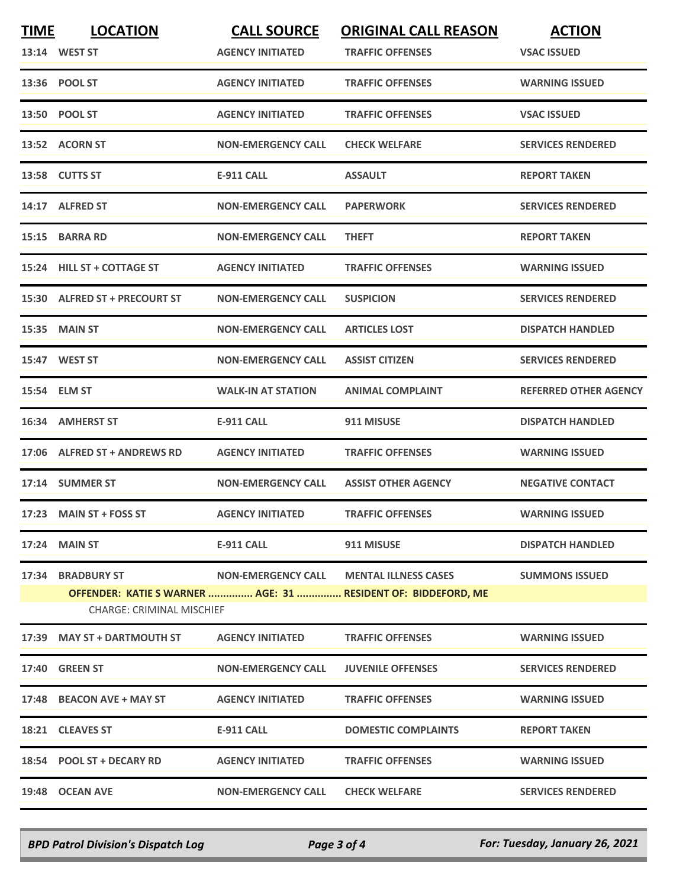| TIME | LOCATION | CALL SOURCE | ORIGINAL CALL REASON | ACTION |
|---|---|---|---|---|
| 13:14 | WEST ST | AGENCY INITIATED | TRAFFIC OFFENSES | VSAC ISSUED |
| 13:36 | POOL ST | AGENCY INITIATED | TRAFFIC OFFENSES | WARNING ISSUED |
| 13:50 | POOL ST | AGENCY INITIATED | TRAFFIC OFFENSES | VSAC ISSUED |
| 13:52 | ACORN ST | NON-EMERGENCY CALL | CHECK WELFARE | SERVICES RENDERED |
| 13:58 | CUTTS ST | E-911 CALL | ASSAULT | REPORT TAKEN |
| 14:17 | ALFRED ST | NON-EMERGENCY CALL | PAPERWORK | SERVICES RENDERED |
| 15:15 | BARRA RD | NON-EMERGENCY CALL | THEFT | REPORT TAKEN |
| 15:24 | HILL ST + COTTAGE ST | AGENCY INITIATED | TRAFFIC OFFENSES | WARNING ISSUED |
| 15:30 | ALFRED ST + PRECOURT ST | NON-EMERGENCY CALL | SUSPICION | SERVICES RENDERED |
| 15:35 | MAIN ST | NON-EMERGENCY CALL | ARTICLES LOST | DISPATCH HANDLED |
| 15:47 | WEST ST | NON-EMERGENCY CALL | ASSIST CITIZEN | SERVICES RENDERED |
| 15:54 | ELM ST | WALK-IN AT STATION | ANIMAL COMPLAINT | REFERRED OTHER AGENCY |
| 16:34 | AMHERST ST | E-911 CALL | 911 MISUSE | DISPATCH HANDLED |
| 17:06 | ALFRED ST + ANDREWS RD | AGENCY INITIATED | TRAFFIC OFFENSES | WARNING ISSUED |
| 17:14 | SUMMER ST | NON-EMERGENCY CALL | ASSIST OTHER AGENCY | NEGATIVE CONTACT |
| 17:23 | MAIN ST + FOSS ST | AGENCY INITIATED | TRAFFIC OFFENSES | WARNING ISSUED |
| 17:24 | MAIN ST | E-911 CALL | 911 MISUSE | DISPATCH HANDLED |
| 17:34 | BRADBURY ST | NON-EMERGENCY CALL | MENTAL ILLNESS CASES | SUMMONS ISSUED |
| | OFFENDER: KATIE S WARNER ............... AGE: 31 ............... RESIDENT OF: BIDDEFORD, ME | | | |
| | CHARGE: CRIMINAL MISCHIEF | | | |
| 17:39 | MAY ST + DARTMOUTH ST | AGENCY INITIATED | TRAFFIC OFFENSES | WARNING ISSUED |
| 17:40 | GREEN ST | NON-EMERGENCY CALL | JUVENILE OFFENSES | SERVICES RENDERED |
| 17:48 | BEACON AVE + MAY ST | AGENCY INITIATED | TRAFFIC OFFENSES | WARNING ISSUED |
| 18:21 | CLEAVES ST | E-911 CALL | DOMESTIC COMPLAINTS | REPORT TAKEN |
| 18:54 | POOL ST + DECARY RD | AGENCY INITIATED | TRAFFIC OFFENSES | WARNING ISSUED |
| 19:48 | OCEAN AVE | NON-EMERGENCY CALL | CHECK WELFARE | SERVICES RENDERED |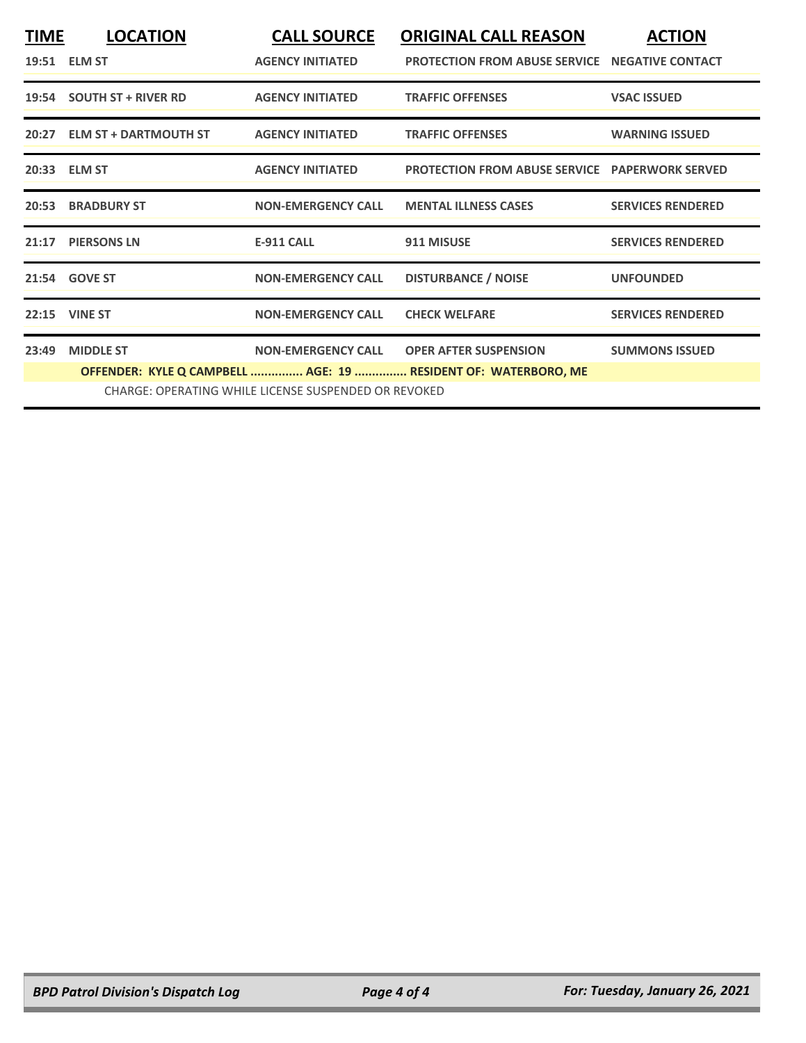| TIME | LOCATION | CALL SOURCE | ORIGINAL CALL REASON | ACTION |
|---|---|---|---|---|
| 19:51 | ELM ST | AGENCY INITIATED | PROTECTION FROM ABUSE SERVICE | NEGATIVE CONTACT |
| 19:54 | SOUTH ST + RIVER RD | AGENCY INITIATED | TRAFFIC OFFENSES | VSAC ISSUED |
| 20:27 | ELM ST + DARTMOUTH ST | AGENCY INITIATED | TRAFFIC OFFENSES | WARNING ISSUED |
| 20:33 | ELM ST | AGENCY INITIATED | PROTECTION FROM ABUSE SERVICE | PAPERWORK SERVED |
| 20:53 | BRADBURY ST | NON-EMERGENCY CALL | MENTAL ILLNESS CASES | SERVICES RENDERED |
| 21:17 | PIERSONS LN | E-911 CALL | 911 MISUSE | SERVICES RENDERED |
| 21:54 | GOVE ST | NON-EMERGENCY CALL | DISTURBANCE / NOISE | UNFOUNDED |
| 22:15 | VINE ST | NON-EMERGENCY CALL | CHECK WELFARE | SERVICES RENDERED |
| 23:49 | MIDDLE ST | NON-EMERGENCY CALL | OPER AFTER SUSPENSION | SUMMONS ISSUED |

**OFFENDER: KYLE Q CAMPBELL ............... AGE: 19 ............... RESIDENT OF: WATERBORO, ME**

CHARGE: OPERATING WHILE LICENSE SUSPENDED OR REVOKED

*BPD Patrol Division's Dispatch Log* | *For: Tuesday, January 26, 2021*